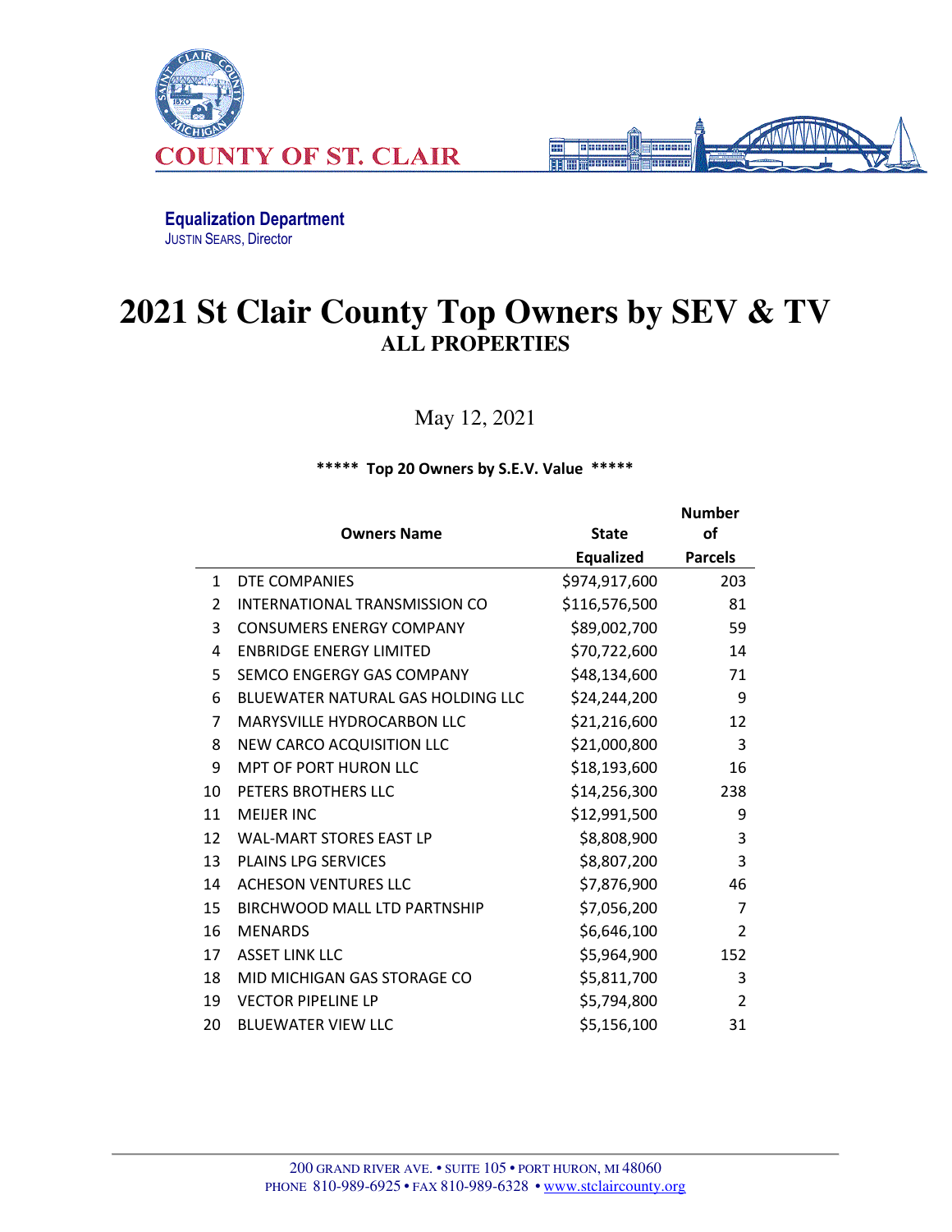COUNTY OF ST. CLAIR

**Equalization Department**
JUSTIN SEARS, Director

# 2021 St Clair County Top Owners by SEV & TV

## ALL PROPERTIES

May 12, 2021

**\*\*\*\*\* Top 20 Owners by S.E.V. Value \*\*\*\*\***

| | Owners Name | State Equalized | Number of Parcels |
|---|---|---|---|
| 1 | DTE COMPANIES | $974,917,600 | 203 |
| 2 | INTERNATIONAL TRANSMISSION CO | $116,576,500 | 81 |
| 3 | CONSUMERS ENERGY COMPANY | $89,002,700 | 59 |
| 4 | ENBRIDGE ENERGY LIMITED | $70,722,600 | 14 |
| 5 | SEMCO ENGERGY GAS COMPANY | $48,134,600 | 71 |
| 6 | BLUEWATER NATURAL GAS HOLDING LLC | $24,244,200 | 9 |
| 7 | MARYSVILLE HYDROCARBON LLC | $21,216,600 | 12 |
| 8 | NEW CARCO ACQUISITION LLC | $21,000,800 | 3 |
| 9 | MPT OF PORT HURON LLC | $18,193,600 | 16 |
| 10 | PETERS BROTHERS LLC | $14,256,300 | 238 |
| 11 | MEIJER INC | $12,991,500 | 9 |
| 12 | WAL-MART STORES EAST LP | $8,808,900 | 3 |
| 13 | PLAINS LPG SERVICES | $8,807,200 | 3 |
| 14 | ACHESON VENTURES LLC | $7,876,900 | 46 |
| 15 | BIRCHWOOD MALL LTD PARTNSHIP | $7,056,200 | 7 |
| 16 | MENARDS | $6,646,100 | 2 |
| 17 | ASSET LINK LLC | $5,964,900 | 152 |
| 18 | MID MICHIGAN GAS STORAGE CO | $5,811,700 | 3 |
| 19 | VECTOR PIPELINE LP | $5,794,800 | 2 |
| 20 | BLUEWATER VIEW LLC | $5,156,100 | 31 |

200 GRAND RIVER AVE. • SUITE 105 • PORT HURON, MI 48060
PHONE 810-989-6925 • FAX 810-989-6328 • www.stclaircounty.org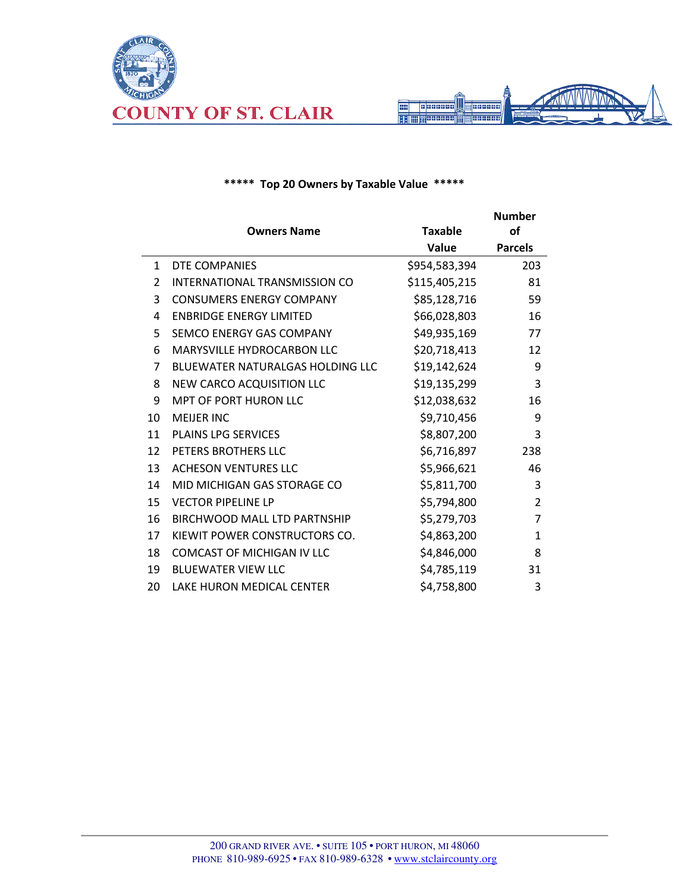COUNTY OF ST. CLAIR

***** Top 20 Owners by Taxable Value *****

| | Owners Name | Taxable Value | Number of Parcels |
|---|---|---|---|
| 1 | DTE COMPANIES | $954,583,394 | 203 |
| 2 | INTERNATIONAL TRANSMISSION CO | $115,405,215 | 81 |
| 3 | CONSUMERS ENERGY COMPANY | $85,128,716 | 59 |
| 4 | ENBRIDGE ENERGY LIMITED | $66,028,803 | 16 |
| 5 | SEMCO ENERGY GAS COMPANY | $49,935,169 | 77 |
| 6 | MARYSVILLE HYDROCARBON LLC | $20,718,413 | 12 |
| 7 | BLUEWATER NATURALGAS HOLDING LLC | $19,142,624 | 9 |
| 8 | NEW CARCO ACQUISITION LLC | $19,135,299 | 3 |
| 9 | MPT OF PORT HURON LLC | $12,038,632 | 16 |
| 10 | MEIJER INC | $9,710,456 | 9 |
| 11 | PLAINS LPG SERVICES | $8,807,200 | 3 |
| 12 | PETERS BROTHERS LLC | $6,716,897 | 238 |
| 13 | ACHESON VENTURES LLC | $5,966,621 | 46 |
| 14 | MID MICHIGAN GAS STORAGE CO | $5,811,700 | 3 |
| 15 | VECTOR PIPELINE LP | $5,794,800 | 2 |
| 16 | BIRCHWOOD MALL LTD PARTNSHIP | $5,279,703 | 7 |
| 17 | KIEWIT POWER CONSTRUCTORS CO. | $4,863,200 | 1 |
| 18 | COMCAST OF MICHIGAN IV LLC | $4,846,000 | 8 |
| 19 | BLUEWATER VIEW LLC | $4,785,119 | 31 |
| 20 | LAKE HURON MEDICAL CENTER | $4,758,800 | 3 |

200 GRAND RIVER AVE. • SUITE 105 • PORT HURON, MI 48060
PHONE 810-989-6925 • FAX 810-989-6328 • www.stclaircounty.org